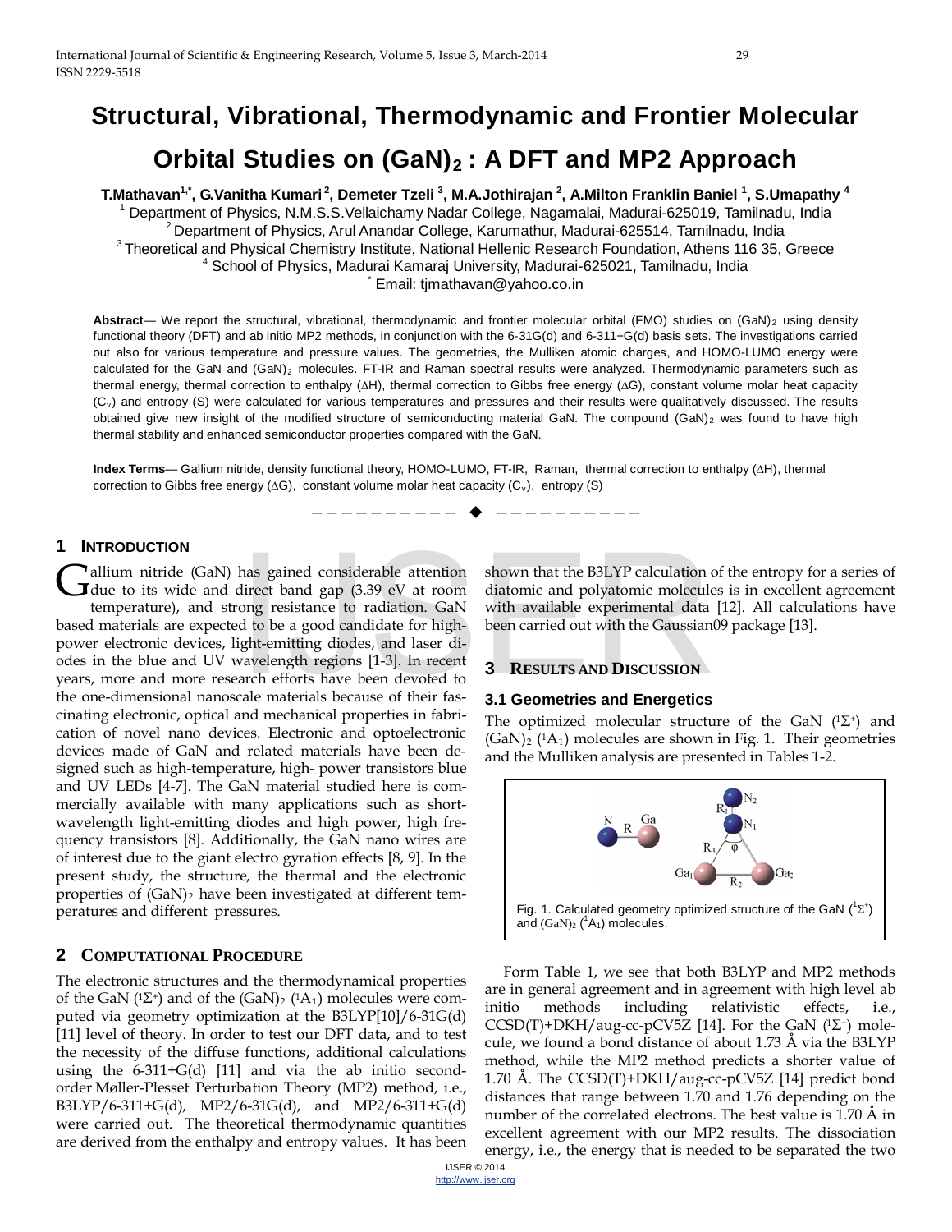# Structural, Vibrational, Thermodynamic and Frontier Molecular Orbital Studies on $(GaN)_2$ : A DFT and MP2 Approach

**T.Mathavan[1,*], G.Vanitha Kumari[2], Demeter Tzeli[3], M.A.Jothirajan[2], A.Milton Franklin Baniel[1], S.Umapathy[4]**

[1] Department of Physics, N.M.S.S.Vellaichamy Nadar College, Nagamalai, Madurai-625019, Tamilnadu, India
[2] Department of Physics, Arul Anandar College, Karumathur, Madurai-625514, Tamilnadu, India
[3] Theoretical and Physical Chemistry Institute, National Hellenic Research Foundation, Athens 116 35, Greece
[4] School of Physics, Madurai Kamaraj University, Madurai-625021, Tamilnadu, India
[*] Email: tjmathavan@yahoo.co.in

**Abstract**— We report the structural, vibrational, thermodynamic and frontier molecular orbital (FMO) studies on $(GaN)_2$ using density functional theory (DFT) and ab initio MP2 methods, in conjunction with the 6-31G(d) and 6-311+G(d) basis sets. The investigations carried out also for various temperature and pressure values. The geometries, the Mulliken atomic charges, and HOMO-LUMO energy were calculated for the GaN and $(GaN)_2$ molecules. FT-IR and Raman spectral results were analyzed. Thermodynamic parameters such as thermal energy, thermal correction to enthalpy ($\Delta H$), thermal correction to Gibbs free energy ($\Delta G$), constant volume molar heat capacity ($C_v$) and entropy (S) were calculated for various temperatures and pressures and their results were qualitatively discussed. The results obtained give new insight of the modified structure of semiconducting material GaN. The compound $(GaN)_2$ was found to have high thermal stability and enhanced semiconductor properties compared with the GaN.

**Index Terms**— Gallium nitride, density functional theory, HOMO-LUMO, FT-IR, Raman, thermal correction to enthalpy ($\Delta H$), thermal correction to Gibbs free energy ($\Delta G$), constant volume molar heat capacity ($C_v$), entropy (S)

## 1 Introduction

Gallium nitride (GaN) has gained considerable attention due to its wide and direct band gap (3.39 eV at room temperature), and strong resistance to radiation. GaN based materials are expected to be a good candidate for high-power electronic devices, light-emitting diodes, and laser diodes in the blue and UV wavelength regions [1-3]. In recent years, more and more research efforts have been devoted to the one-dimensional nanoscale materials because of their fascinating electronic, optical and mechanical properties in fabrication of novel nano devices. Electronic and optoelectronic devices made of GaN and related materials have been designed such as high-temperature, high- power transistors blue and UV LEDs [4-7]. The GaN material studied here is commercially available with many applications such as short-wavelength light-emitting diodes and high power, high frequency transistors [8]. Additionally, the GaN nano wires are of interest due to the giant electro gyration effects [8, 9]. In the present study, the structure, the thermal and the electronic properties of $(GaN)_2$ have been investigated at different temperatures and different pressures.

## 2 Computational Procedure

The electronic structures and the thermodynamical properties of the GaN ($^1\Sigma^+$) and of the $(GaN)_2$ ($^1A_1$) molecules were computed via geometry optimization at the B3LYP[10]/6-31G(d) [11] level of theory. In order to test our DFT data, and to test the necessity of the diffuse functions, additional calculations using the 6-311+G(d) [11] and via the ab initio second-order Møller-Plesset Perturbation Theory (MP2) method, i.e., B3LYP/6-311+G(d), MP2/6-31G(d), and MP2/6-311+G(d) were carried out. The theoretical thermodynamic quantities are derived from the enthalpy and entropy values. It has been shown that the B3LYP calculation of the entropy for a series of diatomic and polyatomic molecules is in excellent agreement with available experimental data [12]. All calculations have been carried out with the Gaussian09 package [13].

## 3 Results and Discussion

### 3.1 Geometries and Energetics

The optimized molecular structure of the GaN ($^1\Sigma^+$) and $(GaN)_2$ ($^1A_1$) molecules are shown in Fig. 1. Their geometries and the Mulliken analysis are presented in Tables 1-2.

Fig. 1. Calculated geometry optimized structure of the GaN ($^1\Sigma^+$) and $(GaN)_2$ ($^1A_1$) molecules.

Form Table 1, we see that both B3LYP and MP2 methods are in general agreement and in agreement with high level ab initio methods including relativistic effects, i.e., CCSD(T)+DKH/aug-cc-pCV5Z [14]. For the GaN ($^1\Sigma^+$) molecule, we found a bond distance of about 1.73 Å via the B3LYP method, while the MP2 method predicts a shorter value of 1.70 Å. The CCSD(T)+DKH/aug-cc-pCV5Z [14] predict bond distances that range between 1.70 and 1.76 depending on the number of the correlated electrons. The best value is 1.70 Å in excellent agreement with our MP2 results. The dissociation energy, i.e., the energy that is needed to be separated the two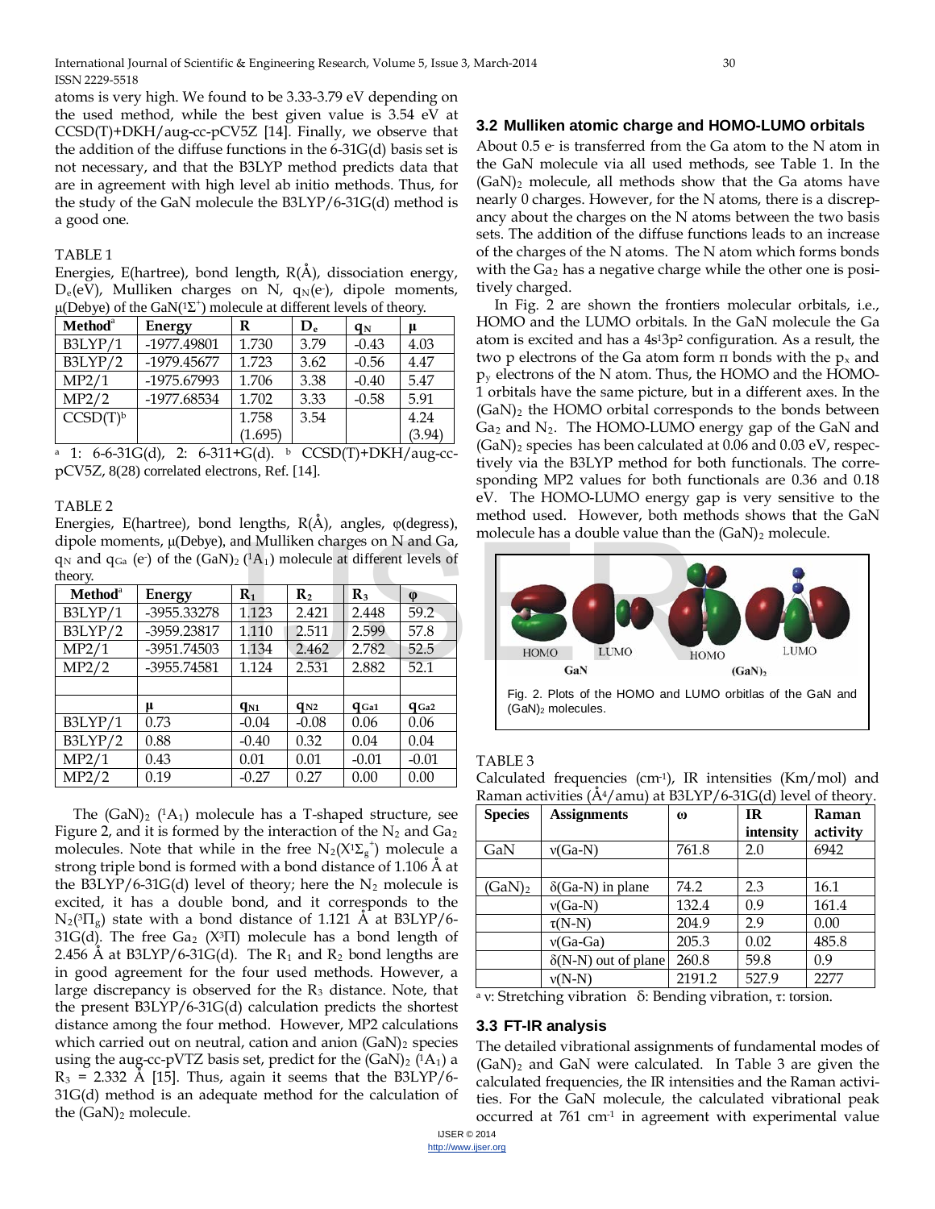atoms is very high. We found to be 3.33-3.79 eV depending on the used method, while the best given value is 3.54 eV at CCSD(T)+DKH/aug-cc-pCV5Z [14]. Finally, we observe that the addition of the diffuse functions in the 6-31G(d) basis set is not necessary, and that the B3LYP method predicts data that are in agreement with high level ab initio methods. Thus, for the study of the GaN molecule the B3LYP/6-31G(d) method is a good one.

TABLE 1

Energies, E(hartree), bond length, R(Å), dissociation energy, $D_e$(eV), Mulliken charges on N, $q_N$($e^-$), dipole moments, μ(Debye) of the GaN($^1\Sigma^+$) molecule at different levels of theory.

| Method[a] | Energy | R | $D_e$ | $q_N$ | μ |
|---|---|---|---|---|---|
| B3LYP/1 | -1977.49801 | 1.730 | 3.79 | -0.43 | 4.03 |
| B3LYP/2 | -1979.45677 | 1.723 | 3.62 | -0.56 | 4.47 |
| MP2/1 | -1975.67993 | 1.706 | 3.38 | -0.40 | 5.47 |
| MP2/2 | -1977.68534 | 1.702 | 3.33 | -0.58 | 5.91 |
| CCSD(T)[b] | | 1.758 (1.695) | 3.54 | | 4.24 (3.94) |

[a] 1: 6-6-31G(d), 2: 6-311+G(d). [b] CCSD(T)+DKH/aug-cc-pCV5Z, 8(28) correlated electrons, Ref. [14].

TABLE 2

Energies, E(hartree), bond lengths, R(Å), angles, φ(degrees), dipole moments, μ(Debye), and Mulliken charges on N and Ga, $q_N$ and $q_{Ga}$ ($e^-$) of the $(GaN)_2$ ($^1A_1$) molecule at different levels of theory.

| Method[a] | Energy | $R_1$ | $R_2$ | $R_3$ | φ |
|---|---|---|---|---|---|
| B3LYP/1 | -3955.33278 | 1.123 | 2.421 | 2.448 | 59.2 |
| B3LYP/2 | -3959.23817 | 1.110 | 2.511 | 2.599 | 57.8 |
| MP2/1 | -3951.74503 | 1.134 | 2.462 | 2.782 | 52.5 |
| MP2/2 | -3955.74581 | 1.124 | 2.531 | 2.882 | 52.1 |
| | | | | | |
| | μ | $q_{N1}$ | $q_{N2}$ | $q_{Ga1}$ | $q_{Ga2}$ |
| B3LYP/1 | 0.73 | -0.04 | -0.08 | 0.06 | 0.06 |
| B3LYP/2 | 0.88 | -0.40 | 0.32 | 0.04 | 0.04 |
| MP2/1 | 0.43 | 0.01 | 0.01 | -0.01 | -0.01 |
| MP2/2 | 0.19 | -0.27 | 0.27 | 0.00 | 0.00 |

The $(GaN)_2$ ($^1A_1$) molecule has a T-shaped structure, see Figure 2, and it is formed by the interaction of the $N_2$ and $Ga_2$ molecules. Note that while in the free $N_2(X^1\Sigma_g^+)$ molecule a strong triple bond is formed with a bond distance of 1.106 Å at the B3LYP/6-31G(d) level of theory; here the $N_2$ molecule is excited, it has a double bond, and it corresponds to the $N_2(^3\Pi_g)$ state with a bond distance of 1.121 Å at B3LYP/6-31G(d). The free $Ga_2$ ($X^3\Pi$) molecule has a bond length of 2.456 Å at B3LYP/6-31G(d). The $R_1$ and $R_2$ bond lengths are in good agreement for the four used methods. However, a large discrepancy is observed for the $R_3$ distance. Note, that the present B3LYP/6-31G(d) calculation predicts the shortest distance among the four method. However, MP2 calculations which carried out on neutral, cation and anion $(GaN)_2$ species using the aug-cc-pVTZ basis set, predict for the $(GaN)_2$ ($^1A_1$) a $R_3$ = 2.332 Å [15]. Thus, again it seems that the B3LYP/6-31G(d) method is an adequate method for the calculation of the $(GaN)_2$ molecule.

### 3.2 Mulliken atomic charge and HOMO-LUMO orbitals

About 0.5 $e^-$ is transferred from the Ga atom to the N atom in the GaN molecule via all used methods, see Table 1. In the $(GaN)_2$ molecule, all methods show that the Ga atoms have nearly 0 charges. However, for the N atoms, there is a discrepancy about the charges on the N atoms between the two basis sets. The addition of the diffuse functions leads to an increase of the charges of the N atoms. The N atom which forms bonds with the $Ga_2$ has a negative charge while the other one is positively charged.

In Fig. 2 are shown the frontiers molecular orbitals, i.e., HOMO and the LUMO orbitals. In the GaN molecule the Ga atom is excited and has a $4s^13p^2$ configuration. As a result, the two p electrons of the Ga atom form π bonds with the $p_x$ and $p_y$ electrons of the N atom. Thus, the HOMO and the HOMO-1 orbitals have the same picture, but in a different axes. In the $(GaN)_2$ the HOMO orbital corresponds to the bonds between $Ga_2$ and $N_2$. The HOMO-LUMO energy gap of the GaN and $(GaN)_2$ species has been calculated at 0.06 and 0.03 eV, respectively via the B3LYP method for both functionals. The corresponding MP2 values for both functionals are 0.36 and 0.18 eV. The HOMO-LUMO energy gap is very sensitive to the method used. However, both methods shows that the GaN molecule has a double value than the $(GaN)_2$ molecule.

Fig. 2. Plots of the HOMO and LUMO orbitlas of the GaN and $(GaN)_2$ molecules.

TABLE 3

Calculated frequencies ($cm^{-1}$), IR intensities (Km/mol) and Raman activities ($Å^4$/amu) at B3LYP/6-31G(d) level of theory.

| Species | Assignments | ω | IR intensity | Raman activity |
|---|---|---|---|---|
| GaN | ν(Ga-N) | 761.8 | 2.0 | 6942 |
| | | | | |
| $(GaN)_2$ | δ(Ga-N) in plane | 74.2 | 2.3 | 16.1 |
| | ν(Ga-N) | 132.4 | 0.9 | 161.4 |
| | τ(N-N) | 204.9 | 2.9 | 0.00 |
| | ν(Ga-Ga) | 205.3 | 0.02 | 485.8 |
| | δ(N-N) out of plane | 260.8 | 59.8 | 0.9 |
| | ν(N-N) | 2191.2 | 527.9 | 2277 |

[a] ν: Stretching vibration δ: Bending vibration, τ: torsion.

### 3.3 FT-IR analysis

The detailed vibrational assignments of fundamental modes of $(GaN)_2$ and GaN were calculated. In Table 3 are given the calculated frequencies, the IR intensities and the Raman activities. For the GaN molecule, the calculated vibrational peak occurred at 761 $cm^{-1}$ in agreement with experimental value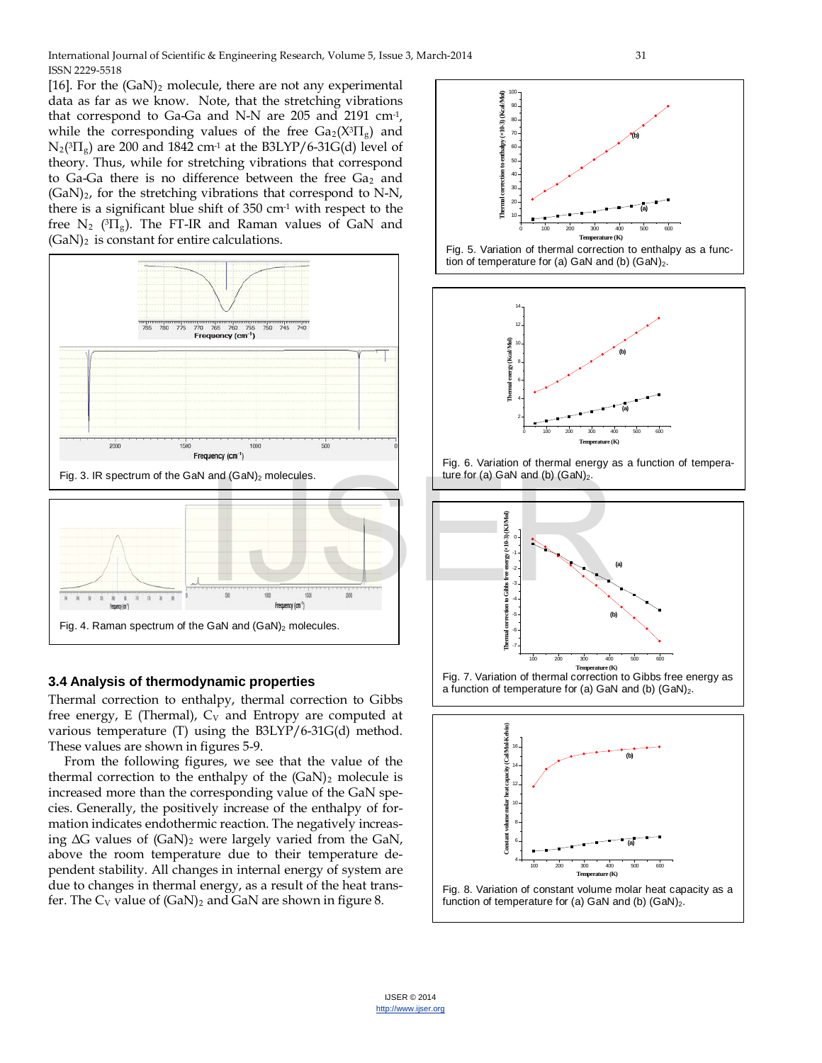[16]. For the $(GaN)_2$ molecule, there are not any experimental data as far as we know. Note, that the stretching vibrations that correspond to Ga-Ga and N-N are 205 and 2191 cm$^{-1}$, while the corresponding values of the free $Ga_2(X^3\Pi_g)$ and $N_2(^3\Pi_g)$ are 200 and 1842 cm$^{-1}$ at the B3LYP/6-31G(d) level of theory. Thus, while for stretching vibrations that correspond to Ga-Ga there is no difference between the free $Ga_2$ and $(GaN)_2$, for the stretching vibrations that correspond to N-N, there is a significant blue shift of 350 cm$^{-1}$ with respect to the free $N_2$ ($^3\Pi_g$). The FT-IR and Raman values of GaN and $(GaN)_2$ is constant for entire calculations.

Fig. 3. IR spectrum of the GaN and $(GaN)_2$ molecules.

Fig. 4. Raman spectrum of the GaN and $(GaN)_2$ molecules.

### 3.4 Analysis of thermodynamic properties

Thermal correction to enthalpy, thermal correction to Gibbs free energy, E (Thermal), $C_V$ and Entropy are computed at various temperature (T) using the B3LYP/6-31G(d) method. These values are shown in figures 5-9.

From the following figures, we see that the value of the thermal correction to the enthalpy of the $(GaN)_2$ molecule is increased more than the corresponding value of the GaN species. Generally, the positively increase of the enthalpy of formation indicates endothermic reaction. The negatively increasing ΔG values of $(GaN)_2$ were largely varied from the GaN, above the room temperature due to their temperature dependent stability. All changes in internal energy of system are due to changes in thermal energy, as a result of the heat transfer. The $C_V$ value of $(GaN)_2$ and GaN are shown in figure 8.

Fig. 5. Variation of thermal correction to enthalpy as a function of temperature for (a) GaN and (b) $(GaN)_2$.

Fig. 6. Variation of thermal energy as a function of temperature for (a) GaN and (b) $(GaN)_2$.

Fig. 7. Variation of thermal correction to Gibbs free energy as a function of temperature for (a) GaN and (b) $(GaN)_2$.

Fig. 8. Variation of constant volume molar heat capacity as a function of temperature for (a) GaN and (b) $(GaN)_2$.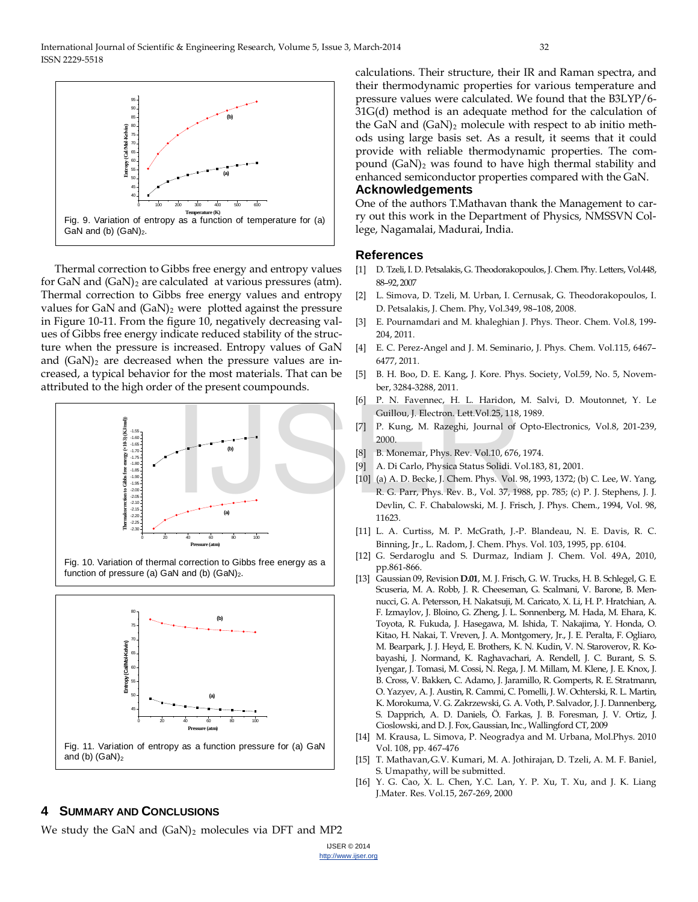Entropy (Cal/Mol-Kelvin)

95
90
85
80
75
70
65
60
55
50
45
40

(b)

(a)

0 100 200 300 400 500 600

Temperature (K)

Fig. 9. Variation of entropy as a function of temperature for (a) GaN and (b) $(GaN)_2$.

Thermal correction to Gibbs free energy and entropy values for GaN and $(GaN)_2$ are calculated at various pressures (atm). Thermal correction to Gibbs free energy values and entropy values for GaN and $(GaN)_2$ were plotted against the pressure in Figure 10-11. From the figure 10, negatively decreasing values of Gibbs free energy indicate reduced stability of the structure when the pressure is increased. Entropy values of GaN and $(GaN)_2$ are decreased when the pressure values are increased, a typical behavior for the most materials. That can be attributed to the high order of the present coumpounds.

Thermalcorrection to Gibbs free energy (×10-3) (KJ/mol)

-1.55
-1.60
-1.65
-1.70
-1.75
-1.80
-1.85
-1.90
-1.95
-2.00
-2.05
-2.10
-2.15
-2.20
-2.25
-2.30

(b)

(a)

0 20 40 60 80 100

Pressure (atm)

Fig. 10. Variation of thermal correction to Gibbs free energy as a function of pressure (a) GaN and (b) $(GaN)_2$.

Entropy (Cal/Mol-Kelvin)

80
75
70
65
60
55
50
45

(b)

(a)

0 20 40 60 80 100

Pressure (atm)

Fig. 11. Variation of entropy as a function pressure for (a) GaN and (b) $(GaN)_2$

## 4 Summary and Conclusions

We study the GaN and $(GaN)_2$ molecules via DFT and MP2 calculations. Their structure, their IR and Raman spectra, and their thermodynamic properties for various temperature and pressure values were calculated. We found that the B3LYP/6-31G(d) method is an adequate method for the calculation of the GaN and $(GaN)_2$ molecule with respect to ab initio methods using large basis set. As a result, it seems that it could provide with reliable thermodynamic properties. The compound $(GaN)_2$ was found to have high thermal stability and enhanced semiconductor properties compared with the GaN.

## Acknowledgements

One of the authors T.Mathavan thank the Management to carry out this work in the Department of Physics, NMSSVN College, Nagamalai, Madurai, India.

## References

[1] D. Tzeli, I. D. Petsalakis, G. Theodorakopoulos, J. Chem. Phy. Letters, Vol.448, 88–92, 2007

[2] L. Simova, D. Tzeli, M. Urban, I. Cernusak, G. Theodorakopoulos, I. D. Petsalakis, J. Chem. Phy, Vol.349, 98–108, 2008.

[3] E. Pournamdari and M. khaleghian J. Phys. Theor. Chem. Vol.8, 199-204, 2011.

[4] E. C. Perez-Angel and J. M. Seminario, J. Phys. Chem. Vol.115, 6467–6477, 2011.

[5] B. H. Boo, D. E. Kang, J. Kore. Phys. Society, Vol.59, No. 5, November, 3284-3288, 2011.

[6] P. N. Favennec, H. L. Haridon, M. Salvi, D. Moutonnet, Y. Le Guillou, J. Electron. Lett.Vol.25, 118, 1989.

[7] P. Kung, M. Razeghi, Journal of Opto-Electronics, Vol.8, 201-239, 2000.

[8] B. Monemar, Phys. Rev. Vol.10, 676, 1974.

[9] A. Di Carlo, Physica Status Solidi. Vol.183, 81, 2001.

[10] (a) A. D. Becke, J. Chem. Phys. Vol. 98, 1993, 1372; (b) C. Lee, W. Yang, R. G. Parr, Phys. Rev. B., Vol. 37, 1988, pp. 785; (c) P. J. Stephens, J. J. Devlin, C. F. Chabalowski, M. J. Frisch, J. Phys. Chem., 1994, Vol. 98, 11623.

[11] L. A. Curtiss, M. P. McGrath, J.-P. Blandeau, N. E. Davis, R. C. Binning, Jr., L. Radom, J. Chem. Phys. Vol. 103, 1995, pp. 6104.

[12] G. Serdaroglu and S. Durmaz, Indiam J. Chem. Vol. 49A, 2010, pp.861-866.

[13] Gaussian 09, Revision **D.01**, M. J. Frisch, G. W. Trucks, H. B. Schlegel, G. E. Scuseria, M. A. Robb, J. R. Cheeseman, G. Scalmani, V. Barone, B. Mennucci, G. A. Petersson, H. Nakatsuji, M. Caricato, X. Li, H. P. Hratchian, A. F. Izmaylov, J. Bloino, G. Zheng, J. L. Sonnenberg, M. Hada, M. Ehara, K. Toyota, R. Fukuda, J. Hasegawa, M. Ishida, T. Nakajima, Y. Honda, O. Kitao, H. Nakai, T. Vreven, J. A. Montgomery, Jr., J. E. Peralta, F. Ogliaro, M. Bearpark, J. J. Heyd, E. Brothers, K. N. Kudin, V. N. Staroverov, R. Kobayashi, J. Normand, K. Raghavachari, A. Rendell, J. C. Burant, S. S. Iyengar, J. Tomasi, M. Cossi, N. Rega, J. M. Millam, M. Klene, J. E. Knox, J. B. Cross, V. Bakken, C. Adamo, J. Jaramillo, R. Gomperts, R. E. Stratmann, O. Yazyev, A. J. Austin, R. Cammi, C. Pomelli, J. W. Ochterski, R. L. Martin, K. Morokuma, V. G. Zakrzewski, G. A. Voth, P. Salvador, J. J. Dannenberg, S. Dapprich, A. D. Daniels, Ö. Farkas, J. B. Foresman, J. V. Ortiz, J. Cioslowski, and D. J. Fox, Gaussian, Inc., Wallingford CT, 2009

[14] M. Krausa, L. Simova, P. Neogradya and M. Urbana, Mol.Phys. 2010 Vol. 108, pp. 467-476

[15] T. Mathavan,G.V. Kumari, M. A. Jothirajan, D. Tzeli, A. M. F. Baniel, S. Umapathy, will be submitted.

[16] Y. G. Cao, X. L. Chen, Y.C. Lan, Y. P. Xu, T. Xu, and J. K. Liang J.Mater. Res. Vol.15, 267-269, 2000